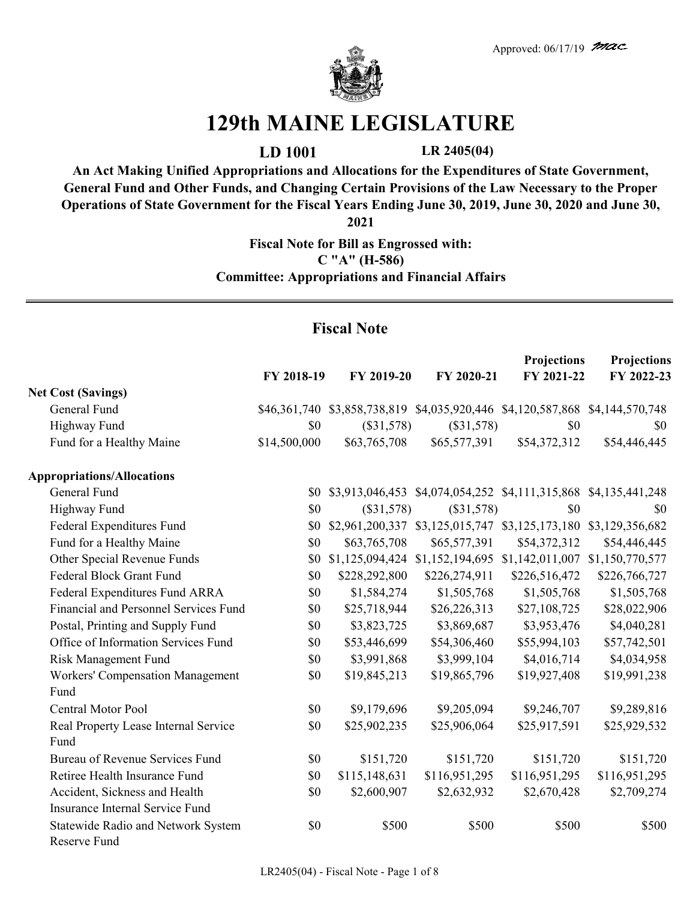Approved: 06/17/19 mac

# 129th MAINE LEGISLATURE

**LD 1001** **LR 2405(04)**

**An Act Making Unified Appropriations and Allocations for the Expenditures of State Government, General Fund and Other Funds, and Changing Certain Provisions of the Law Necessary to the Proper Operations of State Government for the Fiscal Years Ending June 30, 2019, June 30, 2020 and June 30, 2021**

**Fiscal Note for Bill as Engrossed with:**
**C "A" (H-586)**
**Committee: Appropriations and Financial Affairs**

## Fiscal Note

| | FY 2018-19 | FY 2019-20 | FY 2020-21 | Projections FY 2021-22 | Projections FY 2022-23 |
|---|---|---|---|---|---|
| **Net Cost (Savings)** | | | | | |
| General Fund | $46,361,740 | $3,858,738,819 | $4,035,920,446 | $4,120,587,868 | $4,144,570,748 |
| Highway Fund | $0 | ($31,578) | ($31,578) | $0 | $0 |
| Fund for a Healthy Maine | $14,500,000 | $63,765,708 | $65,577,391 | $54,372,312 | $54,446,445 |
| **Appropriations/Allocations** | | | | | |
| General Fund | $0 | $3,913,046,453 | $4,074,054,252 | $4,111,315,868 | $4,135,441,248 |
| Highway Fund | $0 | ($31,578) | ($31,578) | $0 | $0 |
| Federal Expenditures Fund | $0 | $2,961,200,337 | $3,125,015,747 | $3,125,173,180 | $3,129,356,682 |
| Fund for a Healthy Maine | $0 | $63,765,708 | $65,577,391 | $54,372,312 | $54,446,445 |
| Other Special Revenue Funds | $0 | $1,125,094,424 | $1,152,194,695 | $1,142,011,007 | $1,150,770,577 |
| Federal Block Grant Fund | $0 | $228,292,800 | $226,274,911 | $226,516,472 | $226,766,727 |
| Federal Expenditures Fund ARRA | $0 | $1,584,274 | $1,505,768 | $1,505,768 | $1,505,768 |
| Financial and Personnel Services Fund | $0 | $25,718,944 | $26,226,313 | $27,108,725 | $28,022,906 |
| Postal, Printing and Supply Fund | $0 | $3,823,725 | $3,869,687 | $3,953,476 | $4,040,281 |
| Office of Information Services Fund | $0 | $53,446,699 | $54,306,460 | $55,994,103 | $57,742,501 |
| Risk Management Fund | $0 | $3,991,868 | $3,999,104 | $4,016,714 | $4,034,958 |
| Workers' Compensation Management Fund | $0 | $19,845,213 | $19,865,796 | $19,927,408 | $19,991,238 |
| Central Motor Pool | $0 | $9,179,696 | $9,205,094 | $9,246,707 | $9,289,816 |
| Real Property Lease Internal Service Fund | $0 | $25,902,235 | $25,906,064 | $25,917,591 | $25,929,532 |
| Bureau of Revenue Services Fund | $0 | $151,720 | $151,720 | $151,720 | $151,720 |
| Retiree Health Insurance Fund | $0 | $115,148,631 | $116,951,295 | $116,951,295 | $116,951,295 |
| Accident, Sickness and Health Insurance Internal Service Fund | $0 | $2,600,907 | $2,632,932 | $2,670,428 | $2,709,274 |
| Statewide Radio and Network System Reserve Fund | $0 | $500 | $500 | $500 | $500 |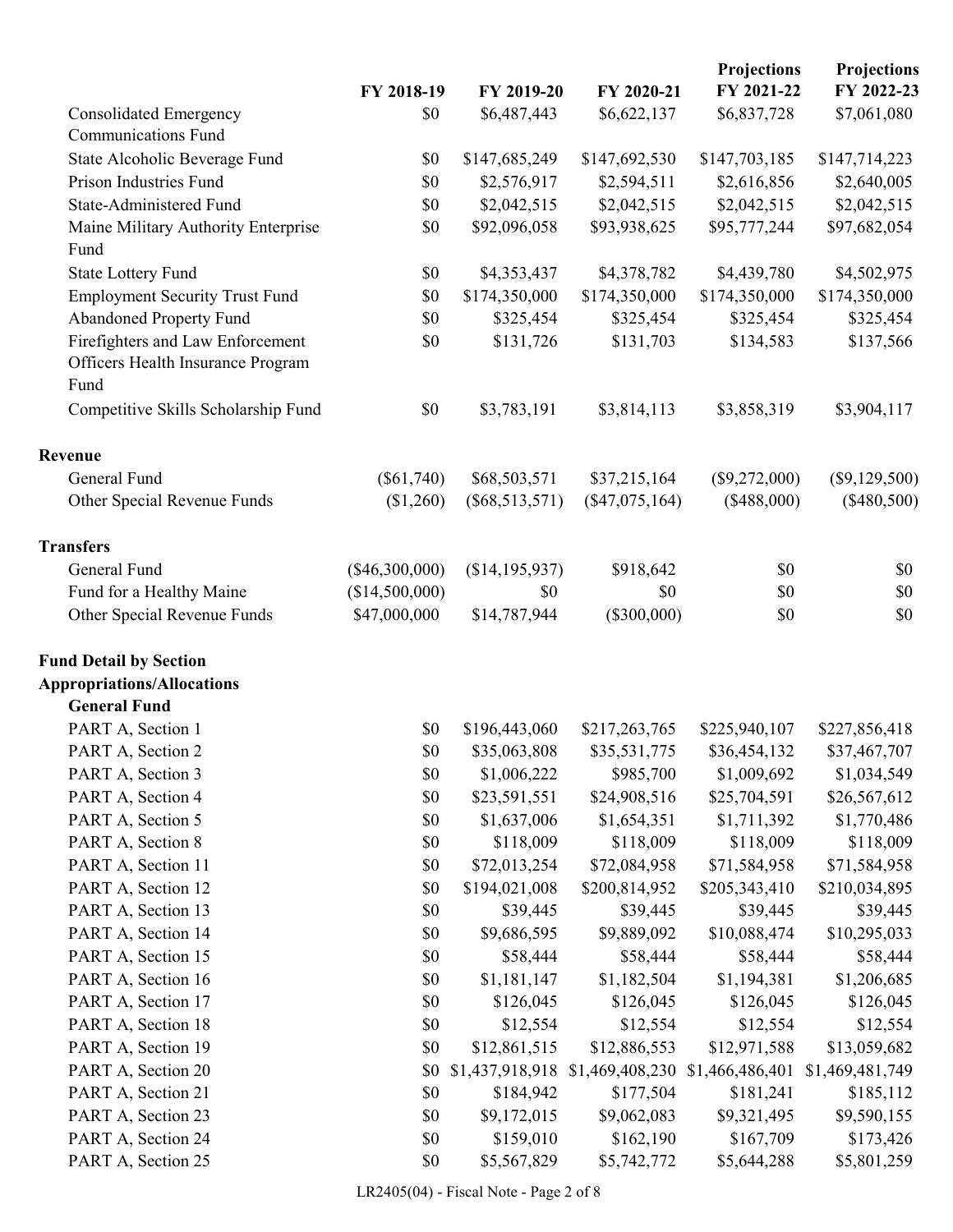| | FY 2018-19 | FY 2019-20 | FY 2020-21 | Projections FY 2021-22 | Projections FY 2022-23 |
|---|---|---|---|---|---|
| Consolidated Emergency Communications Fund | $0 | $6,487,443 | $6,622,137 | $6,837,728 | $7,061,080 |
| State Alcoholic Beverage Fund | $0 | $147,685,249 | $147,692,530 | $147,703,185 | $147,714,223 |
| Prison Industries Fund | $0 | $2,576,917 | $2,594,511 | $2,616,856 | $2,640,005 |
| State-Administered Fund | $0 | $2,042,515 | $2,042,515 | $2,042,515 | $2,042,515 |
| Maine Military Authority Enterprise Fund | $0 | $92,096,058 | $93,938,625 | $95,777,244 | $97,682,054 |
| State Lottery Fund | $0 | $4,353,437 | $4,378,782 | $4,439,780 | $4,502,975 |
| Employment Security Trust Fund | $0 | $174,350,000 | $174,350,000 | $174,350,000 | $174,350,000 |
| Abandoned Property Fund | $0 | $325,454 | $325,454 | $325,454 | $325,454 |
| Firefighters and Law Enforcement Officers Health Insurance Program Fund | $0 | $131,726 | $131,703 | $134,583 | $137,566 |
| Competitive Skills Scholarship Fund | $0 | $3,783,191 | $3,814,113 | $3,858,319 | $3,904,117 |
| **Revenue** | | | | | |
| General Fund | ($61,740) | $68,503,571 | $37,215,164 | ($9,272,000) | ($9,129,500) |
| Other Special Revenue Funds | ($1,260) | ($68,513,571) | ($47,075,164) | ($488,000) | ($480,500) |
| **Transfers** | | | | | |
| General Fund | ($46,300,000) | ($14,195,937) | $918,642 | $0 | $0 |
| Fund for a Healthy Maine | ($14,500,000) | $0 | $0 | $0 | $0 |
| Other Special Revenue Funds | $47,000,000 | $14,787,944 | ($300,000) | $0 | $0 |
| **Fund Detail by Section** | | | | | |
| **Appropriations/Allocations** | | | | | |
| **General Fund** | | | | | |
| PART A, Section 1 | $0 | $196,443,060 | $217,263,765 | $225,940,107 | $227,856,418 |
| PART A, Section 2 | $0 | $35,063,808 | $35,531,775 | $36,454,132 | $37,467,707 |
| PART A, Section 3 | $0 | $1,006,222 | $985,700 | $1,009,692 | $1,034,549 |
| PART A, Section 4 | $0 | $23,591,551 | $24,908,516 | $25,704,591 | $26,567,612 |
| PART A, Section 5 | $0 | $1,637,006 | $1,654,351 | $1,711,392 | $1,770,486 |
| PART A, Section 8 | $0 | $118,009 | $118,009 | $118,009 | $118,009 |
| PART A, Section 11 | $0 | $72,013,254 | $72,084,958 | $71,584,958 | $71,584,958 |
| PART A, Section 12 | $0 | $194,021,008 | $200,814,952 | $205,343,410 | $210,034,895 |
| PART A, Section 13 | $0 | $39,445 | $39,445 | $39,445 | $39,445 |
| PART A, Section 14 | $0 | $9,686,595 | $9,889,092 | $10,088,474 | $10,295,033 |
| PART A, Section 15 | $0 | $58,444 | $58,444 | $58,444 | $58,444 |
| PART A, Section 16 | $0 | $1,181,147 | $1,182,504 | $1,194,381 | $1,206,685 |
| PART A, Section 17 | $0 | $126,045 | $126,045 | $126,045 | $126,045 |
| PART A, Section 18 | $0 | $12,554 | $12,554 | $12,554 | $12,554 |
| PART A, Section 19 | $0 | $12,861,515 | $12,886,553 | $12,971,588 | $13,059,682 |
| PART A, Section 20 | $0 | $1,437,918,918 | $1,469,408,230 | $1,466,486,401 | $1,469,481,749 |
| PART A, Section 21 | $0 | $184,942 | $177,504 | $181,241 | $185,112 |
| PART A, Section 23 | $0 | $9,172,015 | $9,062,083 | $9,321,495 | $9,590,155 |
| PART A, Section 24 | $0 | $159,010 | $162,190 | $167,709 | $173,426 |
| PART A, Section 25 | $0 | $5,567,829 | $5,742,772 | $5,644,288 | $5,801,259 |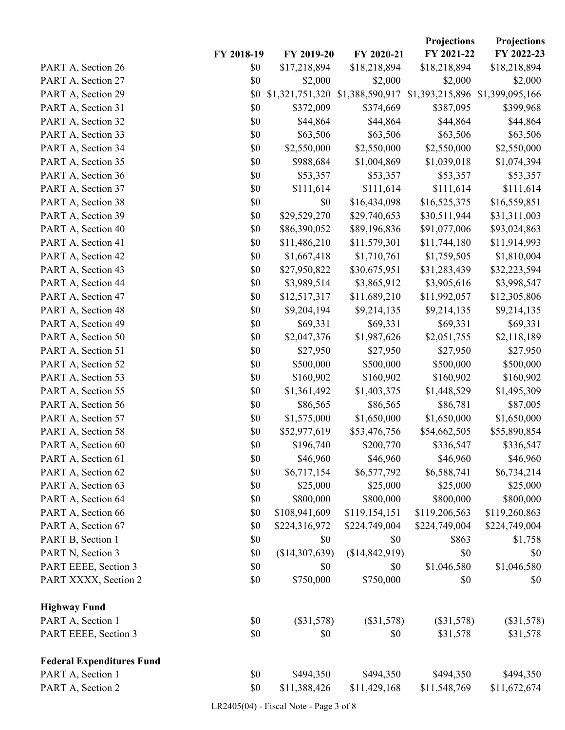| | FY 2018-19 | FY 2019-20 | FY 2020-21 | Projections FY 2021-22 | Projections FY 2022-23 |
|---|---|---|---|---|---|
| PART A, Section 26 | $0 | $17,218,894 | $18,218,894 | $18,218,894 | $18,218,894 |
| PART A, Section 27 | $0 | $2,000 | $2,000 | $2,000 | $2,000 |
| PART A, Section 29 | $0 | $1,321,751,320 | $1,388,590,917 | $1,393,215,896 | $1,399,095,166 |
| PART A, Section 31 | $0 | $372,009 | $374,669 | $387,095 | $399,968 |
| PART A, Section 32 | $0 | $44,864 | $44,864 | $44,864 | $44,864 |
| PART A, Section 33 | $0 | $63,506 | $63,506 | $63,506 | $63,506 |
| PART A, Section 34 | $0 | $2,550,000 | $2,550,000 | $2,550,000 | $2,550,000 |
| PART A, Section 35 | $0 | $988,684 | $1,004,869 | $1,039,018 | $1,074,394 |
| PART A, Section 36 | $0 | $53,357 | $53,357 | $53,357 | $53,357 |
| PART A, Section 37 | $0 | $111,614 | $111,614 | $111,614 | $111,614 |
| PART A, Section 38 | $0 | $0 | $16,434,098 | $16,525,375 | $16,559,851 |
| PART A, Section 39 | $0 | $29,529,270 | $29,740,653 | $30,511,944 | $31,311,003 |
| PART A, Section 40 | $0 | $86,390,052 | $89,196,836 | $91,077,006 | $93,024,863 |
| PART A, Section 41 | $0 | $11,486,210 | $11,579,301 | $11,744,180 | $11,914,993 |
| PART A, Section 42 | $0 | $1,667,418 | $1,710,761 | $1,759,505 | $1,810,004 |
| PART A, Section 43 | $0 | $27,950,822 | $30,675,951 | $31,283,439 | $32,223,594 |
| PART A, Section 44 | $0 | $3,989,514 | $3,865,912 | $3,905,616 | $3,998,547 |
| PART A, Section 47 | $0 | $12,517,317 | $11,689,210 | $11,992,057 | $12,305,806 |
| PART A, Section 48 | $0 | $9,204,194 | $9,214,135 | $9,214,135 | $9,214,135 |
| PART A, Section 49 | $0 | $69,331 | $69,331 | $69,331 | $69,331 |
| PART A, Section 50 | $0 | $2,047,376 | $1,987,626 | $2,051,755 | $2,118,189 |
| PART A, Section 51 | $0 | $27,950 | $27,950 | $27,950 | $27,950 |
| PART A, Section 52 | $0 | $500,000 | $500,000 | $500,000 | $500,000 |
| PART A, Section 53 | $0 | $160,902 | $160,902 | $160,902 | $160,902 |
| PART A, Section 55 | $0 | $1,361,492 | $1,403,375 | $1,448,529 | $1,495,309 |
| PART A, Section 56 | $0 | $86,565 | $86,565 | $86,781 | $87,005 |
| PART A, Section 57 | $0 | $1,575,000 | $1,650,000 | $1,650,000 | $1,650,000 |
| PART A, Section 58 | $0 | $52,977,619 | $53,476,756 | $54,662,505 | $55,890,854 |
| PART A, Section 60 | $0 | $196,740 | $200,770 | $336,547 | $336,547 |
| PART A, Section 61 | $0 | $46,960 | $46,960 | $46,960 | $46,960 |
| PART A, Section 62 | $0 | $6,717,154 | $6,577,792 | $6,588,741 | $6,734,214 |
| PART A, Section 63 | $0 | $25,000 | $25,000 | $25,000 | $25,000 |
| PART A, Section 64 | $0 | $800,000 | $800,000 | $800,000 | $800,000 |
| PART A, Section 66 | $0 | $108,941,609 | $119,154,151 | $119,206,563 | $119,260,863 |
| PART A, Section 67 | $0 | $224,316,972 | $224,749,004 | $224,749,004 | $224,749,004 |
| PART B, Section 1 | $0 | $0 | $0 | $863 | $1,758 |
| PART N, Section 3 | $0 | ($14,307,639) | ($14,842,919) | $0 | $0 |
| PART EEEE, Section 3 | $0 | $0 | $0 | $1,046,580 | $1,046,580 |
| PART XXXX, Section 2 | $0 | $750,000 | $750,000 | $0 | $0 |
| **Highway Fund** | | | | | |
| PART A, Section 1 | $0 | ($31,578) | ($31,578) | ($31,578) | ($31,578) |
| PART EEEE, Section 3 | $0 | $0 | $0 | $31,578 | $31,578 |
| **Federal Expenditures Fund** | | | | | |
| PART A, Section 1 | $0 | $494,350 | $494,350 | $494,350 | $494,350 |
| PART A, Section 2 | $0 | $11,388,426 | $11,429,168 | $11,548,769 | $11,672,674 |

LR2405(04) - Fiscal Note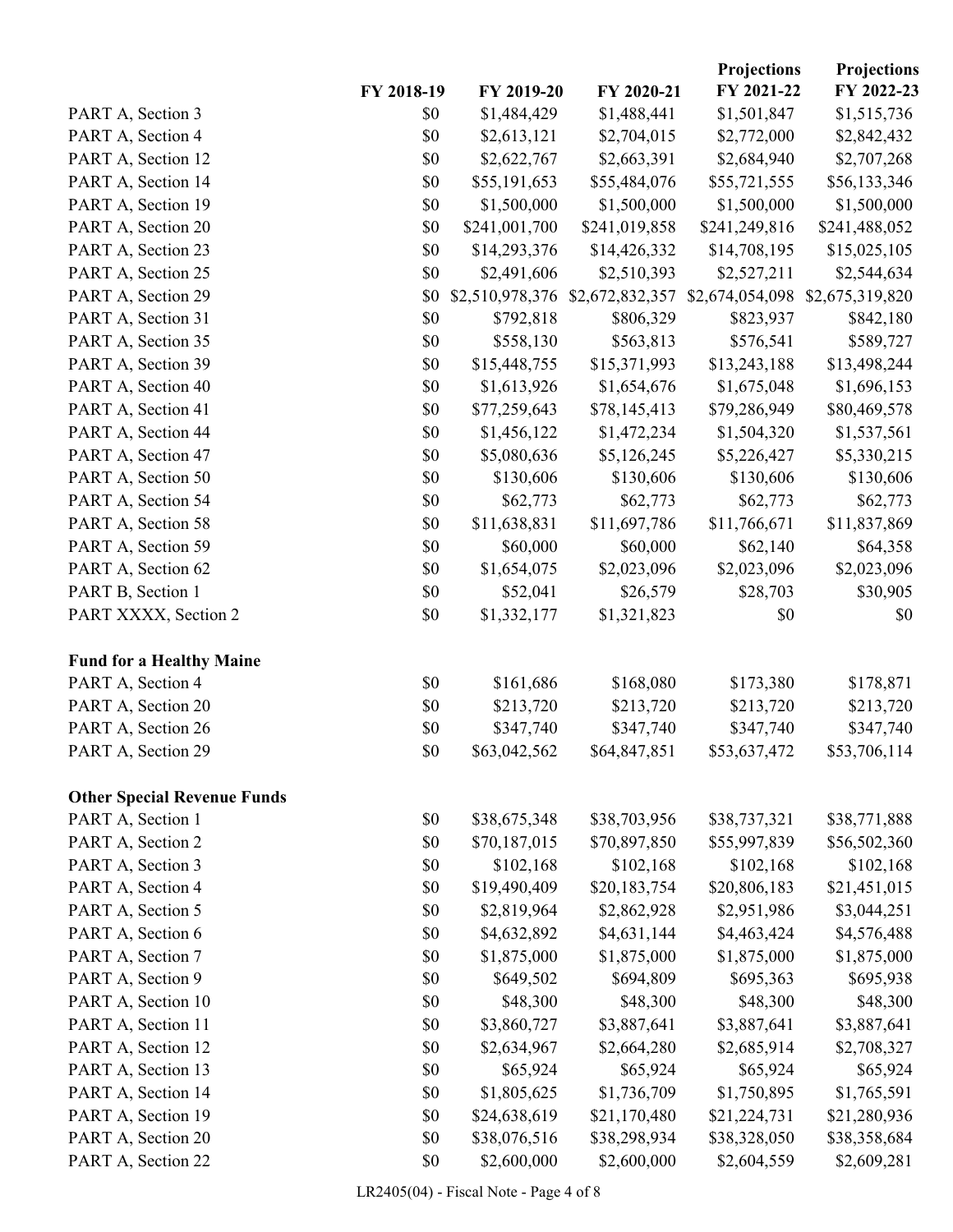| | FY 2018-19 | FY 2019-20 | FY 2020-21 | Projections FY 2021-22 | Projections FY 2022-23 |
|---|---|---|---|---|---|
| PART A, Section 3 | $0 | $1,484,429 | $1,488,441 | $1,501,847 | $1,515,736 |
| PART A, Section 4 | $0 | $2,613,121 | $2,704,015 | $2,772,000 | $2,842,432 |
| PART A, Section 12 | $0 | $2,622,767 | $2,663,391 | $2,684,940 | $2,707,268 |
| PART A, Section 14 | $0 | $55,191,653 | $55,484,076 | $55,721,555 | $56,133,346 |
| PART A, Section 19 | $0 | $1,500,000 | $1,500,000 | $1,500,000 | $1,500,000 |
| PART A, Section 20 | $0 | $241,001,700 | $241,019,858 | $241,249,816 | $241,488,052 |
| PART A, Section 23 | $0 | $14,293,376 | $14,426,332 | $14,708,195 | $15,025,105 |
| PART A, Section 25 | $0 | $2,491,606 | $2,510,393 | $2,527,211 | $2,544,634 |
| PART A, Section 29 | $0 | $2,510,978,376 | $2,672,832,357 | $2,674,054,098 | $2,675,319,820 |
| PART A, Section 31 | $0 | $792,818 | $806,329 | $823,937 | $842,180 |
| PART A, Section 35 | $0 | $558,130 | $563,813 | $576,541 | $589,727 |
| PART A, Section 39 | $0 | $15,448,755 | $15,371,993 | $13,243,188 | $13,498,244 |
| PART A, Section 40 | $0 | $1,613,926 | $1,654,676 | $1,675,048 | $1,696,153 |
| PART A, Section 41 | $0 | $77,259,643 | $78,145,413 | $79,286,949 | $80,469,578 |
| PART A, Section 44 | $0 | $1,456,122 | $1,472,234 | $1,504,320 | $1,537,561 |
| PART A, Section 47 | $0 | $5,080,636 | $5,126,245 | $5,226,427 | $5,330,215 |
| PART A, Section 50 | $0 | $130,606 | $130,606 | $130,606 | $130,606 |
| PART A, Section 54 | $0 | $62,773 | $62,773 | $62,773 | $62,773 |
| PART A, Section 58 | $0 | $11,638,831 | $11,697,786 | $11,766,671 | $11,837,869 |
| PART A, Section 59 | $0 | $60,000 | $60,000 | $62,140 | $64,358 |
| PART A, Section 62 | $0 | $1,654,075 | $2,023,096 | $2,023,096 | $2,023,096 |
| PART B, Section 1 | $0 | $52,041 | $26,579 | $28,703 | $30,905 |
| PART XXXX, Section 2 | $0 | $1,332,177 | $1,321,823 | $0 | $0 |
| | | | | | |
| **Fund for a Healthy Maine** | | | | | |
| PART A, Section 4 | $0 | $161,686 | $168,080 | $173,380 | $178,871 |
| PART A, Section 20 | $0 | $213,720 | $213,720 | $213,720 | $213,720 |
| PART A, Section 26 | $0 | $347,740 | $347,740 | $347,740 | $347,740 |
| PART A, Section 29 | $0 | $63,042,562 | $64,847,851 | $53,637,472 | $53,706,114 |
| | | | | | |
| **Other Special Revenue Funds** | | | | | |
| PART A, Section 1 | $0 | $38,675,348 | $38,703,956 | $38,737,321 | $38,771,888 |
| PART A, Section 2 | $0 | $70,187,015 | $70,897,850 | $55,997,839 | $56,502,360 |
| PART A, Section 3 | $0 | $102,168 | $102,168 | $102,168 | $102,168 |
| PART A, Section 4 | $0 | $19,490,409 | $20,183,754 | $20,806,183 | $21,451,015 |
| PART A, Section 5 | $0 | $2,819,964 | $2,862,928 | $2,951,986 | $3,044,251 |
| PART A, Section 6 | $0 | $4,632,892 | $4,631,144 | $4,463,424 | $4,576,488 |
| PART A, Section 7 | $0 | $1,875,000 | $1,875,000 | $1,875,000 | $1,875,000 |
| PART A, Section 9 | $0 | $649,502 | $694,809 | $695,363 | $695,938 |
| PART A, Section 10 | $0 | $48,300 | $48,300 | $48,300 | $48,300 |
| PART A, Section 11 | $0 | $3,860,727 | $3,887,641 | $3,887,641 | $3,887,641 |
| PART A, Section 12 | $0 | $2,634,967 | $2,664,280 | $2,685,914 | $2,708,327 |
| PART A, Section 13 | $0 | $65,924 | $65,924 | $65,924 | $65,924 |
| PART A, Section 14 | $0 | $1,805,625 | $1,736,709 | $1,750,895 | $1,765,591 |
| PART A, Section 19 | $0 | $24,638,619 | $21,170,480 | $21,224,731 | $21,280,936 |
| PART A, Section 20 | $0 | $38,076,516 | $38,298,934 | $38,328,050 | $38,358,684 |
| PART A, Section 22 | $0 | $2,600,000 | $2,600,000 | $2,604,559 | $2,609,281 |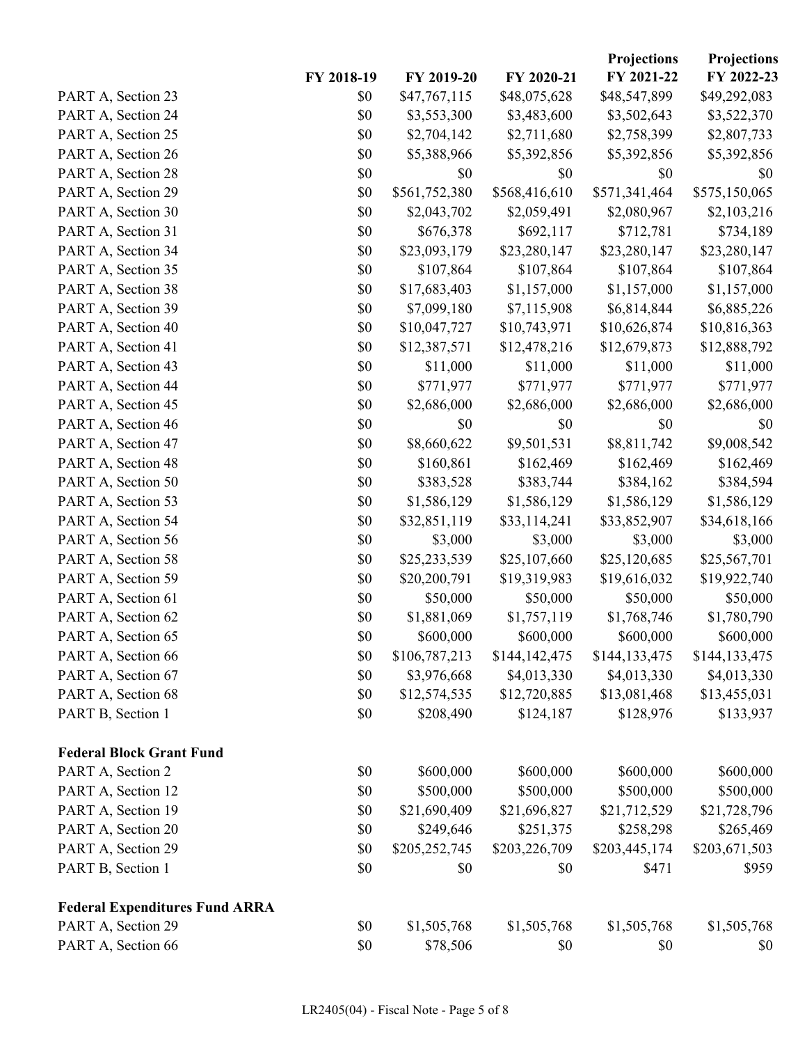| | FY 2018-19 | FY 2019-20 | FY 2020-21 | Projections FY 2021-22 | Projections FY 2022-23 |
|---|---|---|---|---|---|
| PART A, Section 23 | $0 | $47,767,115 | $48,075,628 | $48,547,899 | $49,292,083 |
| PART A, Section 24 | $0 | $3,553,300 | $3,483,600 | $3,502,643 | $3,522,370 |
| PART A, Section 25 | $0 | $2,704,142 | $2,711,680 | $2,758,399 | $2,807,733 |
| PART A, Section 26 | $0 | $5,388,966 | $5,392,856 | $5,392,856 | $5,392,856 |
| PART A, Section 28 | $0 | $0 | $0 | $0 | $0 |
| PART A, Section 29 | $0 | $561,752,380 | $568,416,610 | $571,341,464 | $575,150,065 |
| PART A, Section 30 | $0 | $2,043,702 | $2,059,491 | $2,080,967 | $2,103,216 |
| PART A, Section 31 | $0 | $676,378 | $692,117 | $712,781 | $734,189 |
| PART A, Section 34 | $0 | $23,093,179 | $23,280,147 | $23,280,147 | $23,280,147 |
| PART A, Section 35 | $0 | $107,864 | $107,864 | $107,864 | $107,864 |
| PART A, Section 38 | $0 | $17,683,403 | $1,157,000 | $1,157,000 | $1,157,000 |
| PART A, Section 39 | $0 | $7,099,180 | $7,115,908 | $6,814,844 | $6,885,226 |
| PART A, Section 40 | $0 | $10,047,727 | $10,743,971 | $10,626,874 | $10,816,363 |
| PART A, Section 41 | $0 | $12,387,571 | $12,478,216 | $12,679,873 | $12,888,792 |
| PART A, Section 43 | $0 | $11,000 | $11,000 | $11,000 | $11,000 |
| PART A, Section 44 | $0 | $771,977 | $771,977 | $771,977 | $771,977 |
| PART A, Section 45 | $0 | $2,686,000 | $2,686,000 | $2,686,000 | $2,686,000 |
| PART A, Section 46 | $0 | $0 | $0 | $0 | $0 |
| PART A, Section 47 | $0 | $8,660,622 | $9,501,531 | $8,811,742 | $9,008,542 |
| PART A, Section 48 | $0 | $160,861 | $162,469 | $162,469 | $162,469 |
| PART A, Section 50 | $0 | $383,528 | $383,744 | $384,162 | $384,594 |
| PART A, Section 53 | $0 | $1,586,129 | $1,586,129 | $1,586,129 | $1,586,129 |
| PART A, Section 54 | $0 | $32,851,119 | $33,114,241 | $33,852,907 | $34,618,166 |
| PART A, Section 56 | $0 | $3,000 | $3,000 | $3,000 | $3,000 |
| PART A, Section 58 | $0 | $25,233,539 | $25,107,660 | $25,120,685 | $25,567,701 |
| PART A, Section 59 | $0 | $20,200,791 | $19,319,983 | $19,616,032 | $19,922,740 |
| PART A, Section 61 | $0 | $50,000 | $50,000 | $50,000 | $50,000 |
| PART A, Section 62 | $0 | $1,881,069 | $1,757,119 | $1,768,746 | $1,780,790 |
| PART A, Section 65 | $0 | $600,000 | $600,000 | $600,000 | $600,000 |
| PART A, Section 66 | $0 | $106,787,213 | $144,142,475 | $144,133,475 | $144,133,475 |
| PART A, Section 67 | $0 | $3,976,668 | $4,013,330 | $4,013,330 | $4,013,330 |
| PART A, Section 68 | $0 | $12,574,535 | $12,720,885 | $13,081,468 | $13,455,031 |
| PART B, Section 1 | $0 | $208,490 | $124,187 | $128,976 | $133,937 |
| **Federal Block Grant Fund** | | | | | |
| PART A, Section 2 | $0 | $600,000 | $600,000 | $600,000 | $600,000 |
| PART A, Section 12 | $0 | $500,000 | $500,000 | $500,000 | $500,000 |
| PART A, Section 19 | $0 | $21,690,409 | $21,696,827 | $21,712,529 | $21,728,796 |
| PART A, Section 20 | $0 | $249,646 | $251,375 | $258,298 | $265,469 |
| PART A, Section 29 | $0 | $205,252,745 | $203,226,709 | $203,445,174 | $203,671,503 |
| PART B, Section 1 | $0 | $0 | $0 | $471 | $959 |
| **Federal Expenditures Fund ARRA** | | | | | |
| PART A, Section 29 | $0 | $1,505,768 | $1,505,768 | $1,505,768 | $1,505,768 |
| PART A, Section 66 | $0 | $78,506 | $0 | $0 | $0 |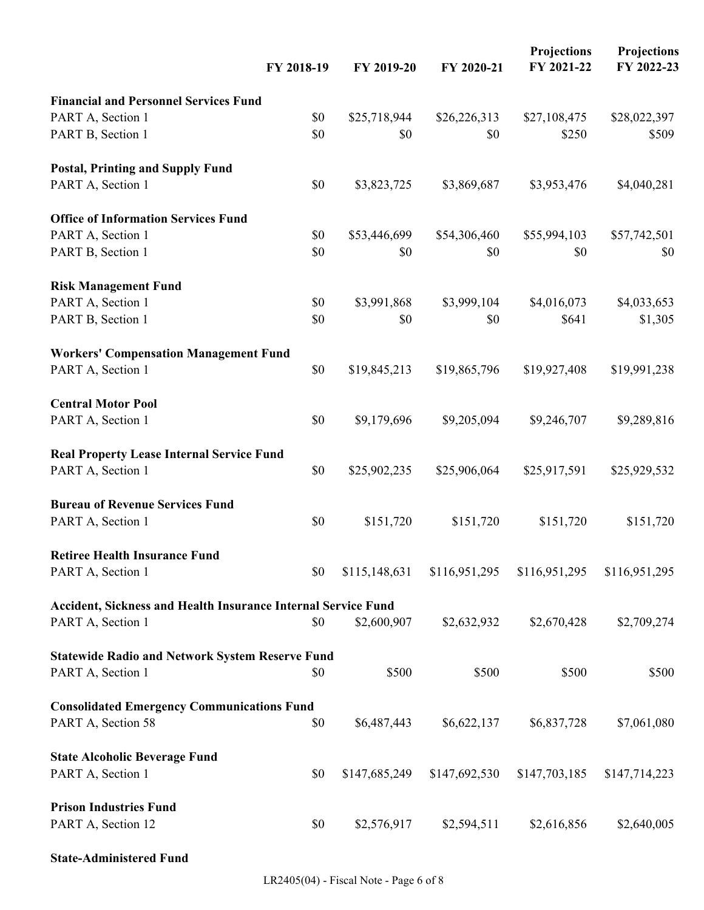| | FY 2018-19 | FY 2019-20 | FY 2020-21 | Projections FY 2021-22 | Projections FY 2022-23 |
|---|---|---|---|---|---|
| **Financial and Personnel Services Fund** | | | | | |
| PART A, Section 1 | $0 | $25,718,944 | $26,226,313 | $27,108,475 | $28,022,397 |
| PART B, Section 1 | $0 | $0 | $0 | $250 | $509 |
| **Postal, Printing and Supply Fund** | | | | | |
| PART A, Section 1 | $0 | $3,823,725 | $3,869,687 | $3,953,476 | $4,040,281 |
| **Office of Information Services Fund** | | | | | |
| PART A, Section 1 | $0 | $53,446,699 | $54,306,460 | $55,994,103 | $57,742,501 |
| PART B, Section 1 | $0 | $0 | $0 | $0 | $0 |
| **Risk Management Fund** | | | | | |
| PART A, Section 1 | $0 | $3,991,868 | $3,999,104 | $4,016,073 | $4,033,653 |
| PART B, Section 1 | $0 | $0 | $0 | $641 | $1,305 |
| **Workers' Compensation Management Fund** | | | | | |
| PART A, Section 1 | $0 | $19,845,213 | $19,865,796 | $19,927,408 | $19,991,238 |
| **Central Motor Pool** | | | | | |
| PART A, Section 1 | $0 | $9,179,696 | $9,205,094 | $9,246,707 | $9,289,816 |
| **Real Property Lease Internal Service Fund** | | | | | |
| PART A, Section 1 | $0 | $25,902,235 | $25,906,064 | $25,917,591 | $25,929,532 |
| **Bureau of Revenue Services Fund** | | | | | |
| PART A, Section 1 | $0 | $151,720 | $151,720 | $151,720 | $151,720 |
| **Retiree Health Insurance Fund** | | | | | |
| PART A, Section 1 | $0 | $115,148,631 | $116,951,295 | $116,951,295 | $116,951,295 |
| **Accident, Sickness and Health Insurance Internal Service Fund** | | | | | |
| PART A, Section 1 | $0 | $2,600,907 | $2,632,932 | $2,670,428 | $2,709,274 |
| **Statewide Radio and Network System Reserve Fund** | | | | | |
| PART A, Section 1 | $0 | $500 | $500 | $500 | $500 |
| **Consolidated Emergency Communications Fund** | | | | | |
| PART A, Section 58 | $0 | $6,487,443 | $6,622,137 | $6,837,728 | $7,061,080 |
| **State Alcoholic Beverage Fund** | | | | | |
| PART A, Section 1 | $0 | $147,685,249 | $147,692,530 | $147,703,185 | $147,714,223 |
| **Prison Industries Fund** | | | | | |
| PART A, Section 12 | $0 | $2,576,917 | $2,594,511 | $2,616,856 | $2,640,005 |
| **State-Administered Fund** | | | | | |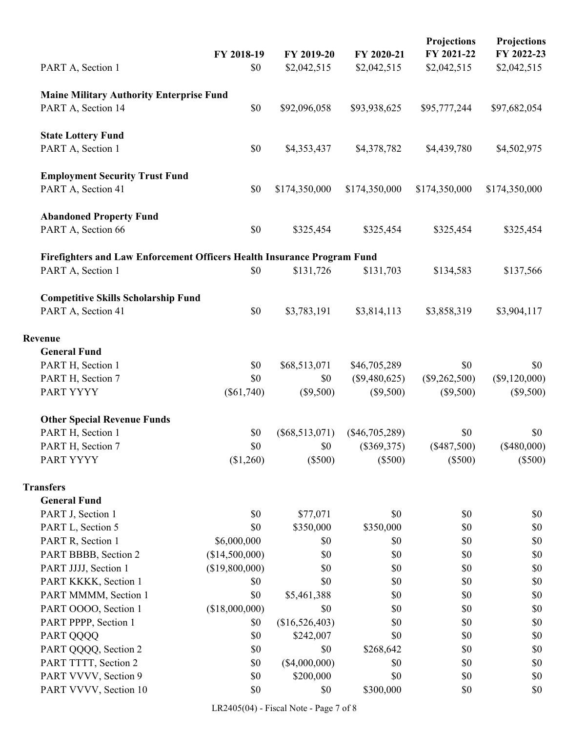| | FY 2018-19 | FY 2019-20 | FY 2020-21 | Projections FY 2021-22 | Projections FY 2022-23 |
|---|---|---|---|---|---|
| PART A, Section 1 | $0 | $2,042,515 | $2,042,515 | $2,042,515 | $2,042,515 |
| **Maine Military Authority Enterprise Fund** | | | | | |
| PART A, Section 14 | $0 | $92,096,058 | $93,938,625 | $95,777,244 | $97,682,054 |
| **State Lottery Fund** | | | | | |
| PART A, Section 1 | $0 | $4,353,437 | $4,378,782 | $4,439,780 | $4,502,975 |
| **Employment Security Trust Fund** | | | | | |
| PART A, Section 41 | $0 | $174,350,000 | $174,350,000 | $174,350,000 | $174,350,000 |
| **Abandoned Property Fund** | | | | | |
| PART A, Section 66 | $0 | $325,454 | $325,454 | $325,454 | $325,454 |
| **Firefighters and Law Enforcement Officers Health Insurance Program Fund** | | | | | |
| PART A, Section 1 | $0 | $131,726 | $131,703 | $134,583 | $137,566 |
| **Competitive Skills Scholarship Fund** | | | | | |
| PART A, Section 41 | $0 | $3,783,191 | $3,814,113 | $3,858,319 | $3,904,117 |
| **Revenue** | | | | | |
| **General Fund** | | | | | |
| PART H, Section 1 | $0 | $68,513,071 | $46,705,289 | $0 | $0 |
| PART H, Section 7 | $0 | $0 | ($9,480,625) | ($9,262,500) | ($9,120,000) |
| PART YYYY | ($61,740) | ($9,500) | ($9,500) | ($9,500) | ($9,500) |
| **Other Special Revenue Funds** | | | | | |
| PART H, Section 1 | $0 | ($68,513,071) | ($46,705,289) | $0 | $0 |
| PART H, Section 7 | $0 | $0 | ($369,375) | ($487,500) | ($480,000) |
| PART YYYY | ($1,260) | ($500) | ($500) | ($500) | ($500) |
| **Transfers** | | | | | |
| **General Fund** | | | | | |
| PART J, Section 1 | $0 | $77,071 | $0 | $0 | $0 |
| PART L, Section 5 | $0 | $350,000 | $350,000 | $0 | $0 |
| PART R, Section 1 | $6,000,000 | $0 | $0 | $0 | $0 |
| PART BBBB, Section 2 | ($14,500,000) | $0 | $0 | $0 | $0 |
| PART JJJJ, Section 1 | ($19,800,000) | $0 | $0 | $0 | $0 |
| PART KKKK, Section 1 | $0 | $0 | $0 | $0 | $0 |
| PART MMMM, Section 1 | $0 | $5,461,388 | $0 | $0 | $0 |
| PART OOOO, Section 1 | ($18,000,000) | $0 | $0 | $0 | $0 |
| PART PPPP, Section 1 | $0 | ($16,526,403) | $0 | $0 | $0 |
| PART QQQQ | $0 | $242,007 | $0 | $0 | $0 |
| PART QQQQ, Section 2 | $0 | $0 | $268,642 | $0 | $0 |
| PART TTTT, Section 2 | $0 | ($4,000,000) | $0 | $0 | $0 |
| PART VVVV, Section 9 | $0 | $200,000 | $0 | $0 | $0 |
| PART VVVV, Section 10 | $0 | $0 | $300,000 | $0 | $0 |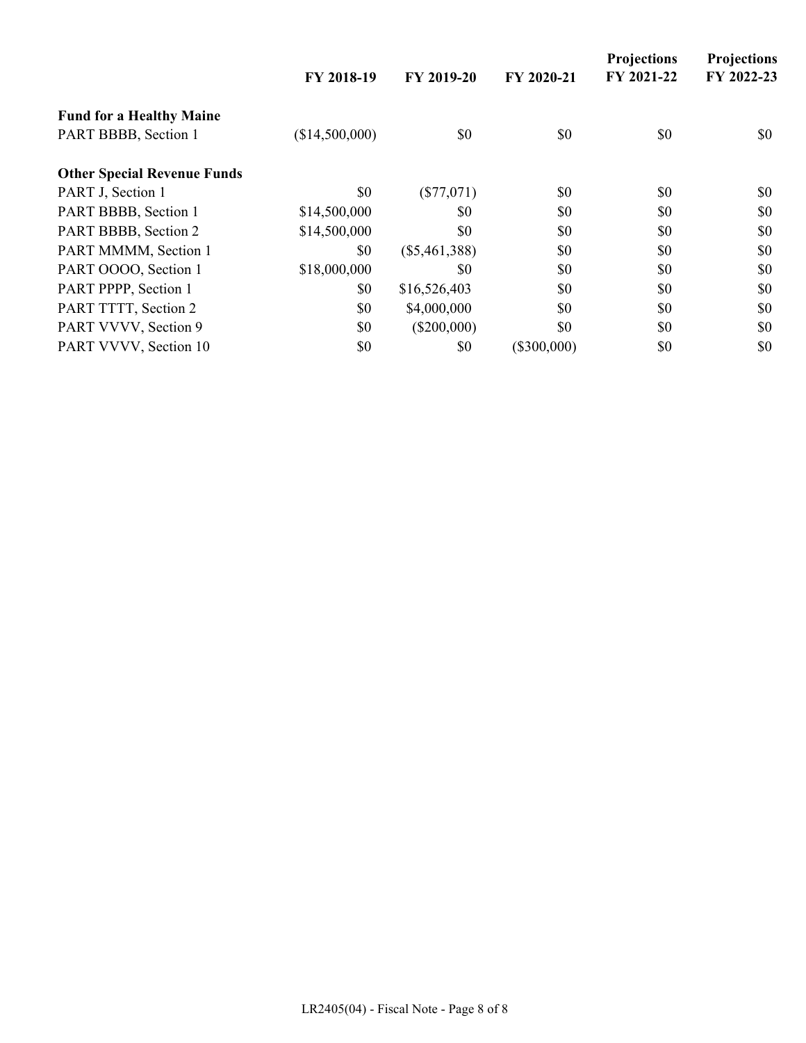| | FY 2018-19 | FY 2019-20 | FY 2020-21 | Projections FY 2021-22 | Projections FY 2022-23 |
|---|---|---|---|---|---|
| **Fund for a Healthy Maine** | | | | | |
| PART BBBB, Section 1 | ($14,500,000) | $0 | $0 | $0 | $0 |
| **Other Special Revenue Funds** | | | | | |
| PART J, Section 1 | $0 | ($77,071) | $0 | $0 | $0 |
| PART BBBB, Section 1 | $14,500,000 | $0 | $0 | $0 | $0 |
| PART BBBB, Section 2 | $14,500,000 | $0 | $0 | $0 | $0 |
| PART MMMM, Section 1 | $0 | ($5,461,388) | $0 | $0 | $0 |
| PART OOOO, Section 1 | $18,000,000 | $0 | $0 | $0 | $0 |
| PART PPPP, Section 1 | $0 | $16,526,403 | $0 | $0 | $0 |
| PART TTTT, Section 2 | $0 | $4,000,000 | $0 | $0 | $0 |
| PART VVVV, Section 9 | $0 | ($200,000) | $0 | $0 | $0 |
| PART VVVV, Section 10 | $0 | $0 | ($300,000) | $0 | $0 |